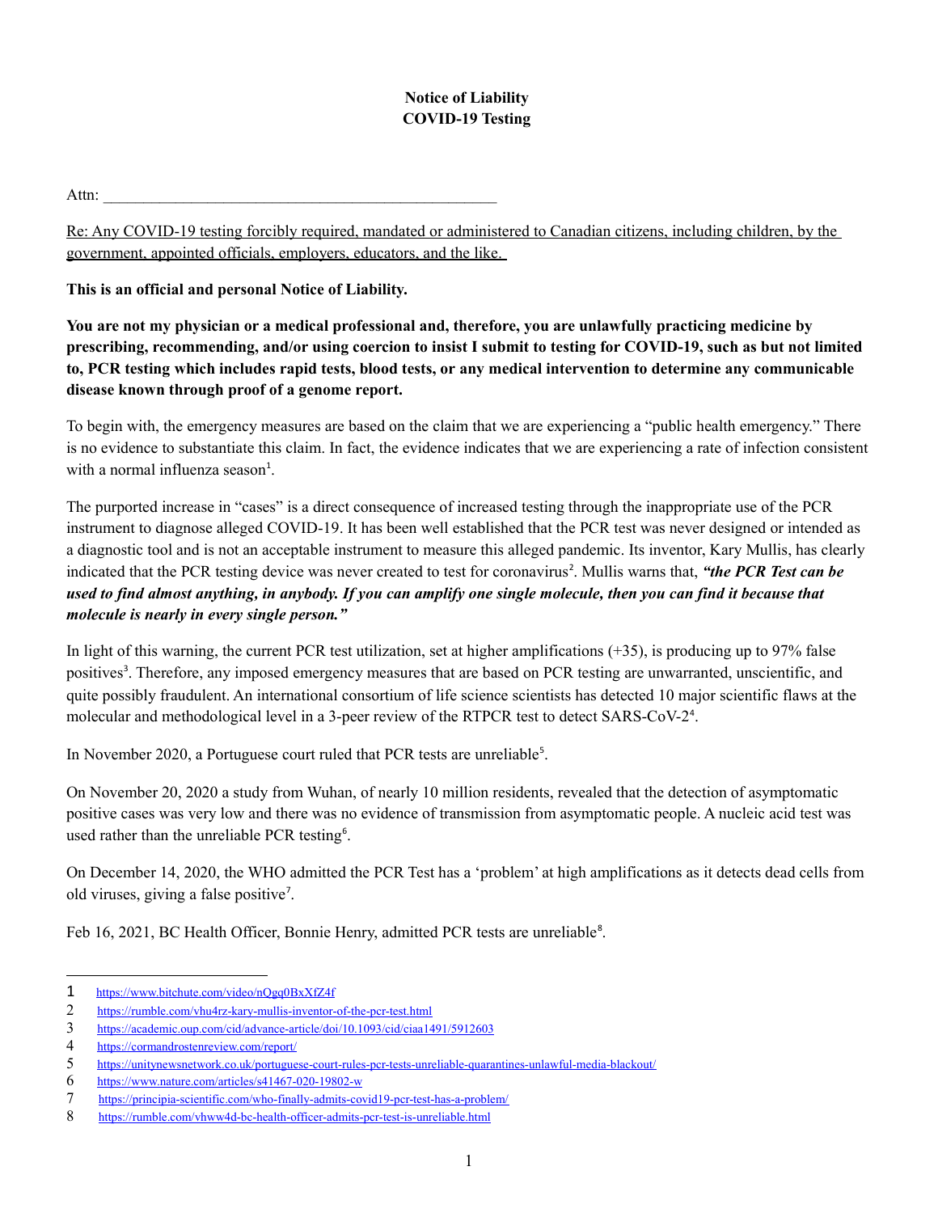**Notice of Liability**
**COVID-19 Testing**

Attn: ___________________________________________________

Re: Any COVID-19 testing forcibly required, mandated or administered to Canadian citizens, including children, by the government, appointed officials, employers, educators, and the like.

**This is an official and personal Notice of Liability.**

**You are not my physician or a medical professional and, therefore, you are unlawfully practicing medicine by prescribing, recommending, and/or using coercion to insist I submit to testing for COVID-19, such as but not limited to, PCR testing which includes rapid tests, blood tests, or any medical intervention to determine any communicable disease known through proof of a genome report.**

To begin with, the emergency measures are based on the claim that we are experiencing a "public health emergency." There is no evidence to substantiate this claim. In fact, the evidence indicates that we are experiencing a rate of infection consistent with a normal influenza season[1].

The purported increase in "cases" is a direct consequence of increased testing through the inappropriate use of the PCR instrument to diagnose alleged COVID-19. It has been well established that the PCR test was never designed or intended as a diagnostic tool and is not an acceptable instrument to measure this alleged pandemic. Its inventor, Kary Mullis, has clearly indicated that the PCR testing device was never created to test for coronavirus[2]. Mullis warns that, ***"the PCR Test can be used to find almost anything, in anybody. If you can amplify one single molecule, then you can find it because that molecule is nearly in every single person."***

In light of this warning, the current PCR test utilization, set at higher amplifications (+35), is producing up to 97% false positives[3]. Therefore, any imposed emergency measures that are based on PCR testing are unwarranted, unscientific, and quite possibly fraudulent. An international consortium of life science scientists has detected 10 major scientific flaws at the molecular and methodological level in a 3-peer review of the RTPCR test to detect SARS-CoV-2[4].

In November 2020, a Portuguese court ruled that PCR tests are unreliable[5].

On November 20, 2020 a study from Wuhan, of nearly 10 million residents, revealed that the detection of asymptomatic positive cases was very low and there was no evidence of transmission from asymptomatic people. A nucleic acid test was used rather than the unreliable PCR testing[6].

On December 14, 2020, the WHO admitted the PCR Test has a 'problem' at high amplifications as it detects dead cells from old viruses, giving a false positive[7].

Feb 16, 2021, BC Health Officer, Bonnie Henry, admitted PCR tests are unreliable[8].

---

1 https://www.bitchute.com/video/nQgq0BxXfZ4f

2 https://rumble.com/vhu4rz-kary-mullis-inventor-of-the-pcr-test.html

3 https://academic.oup.com/cid/advance-article/doi/10.1093/cid/ciaa1491/5912603

4 https://cormandrostenreview.com/report/

5 https://unitynewsnetwork.co.uk/portuguese-court-rules-pcr-tests-unreliable-quarantines-unlawful-media-blackout/

6 https://www.nature.com/articles/s41467-020-19802-w

7 https://principia-scientific.com/who-finally-admits-covid19-pcr-test-has-a-problem/

8 https://rumble.com/vhww4d-bc-health-officer-admits-pcr-test-is-unreliable.html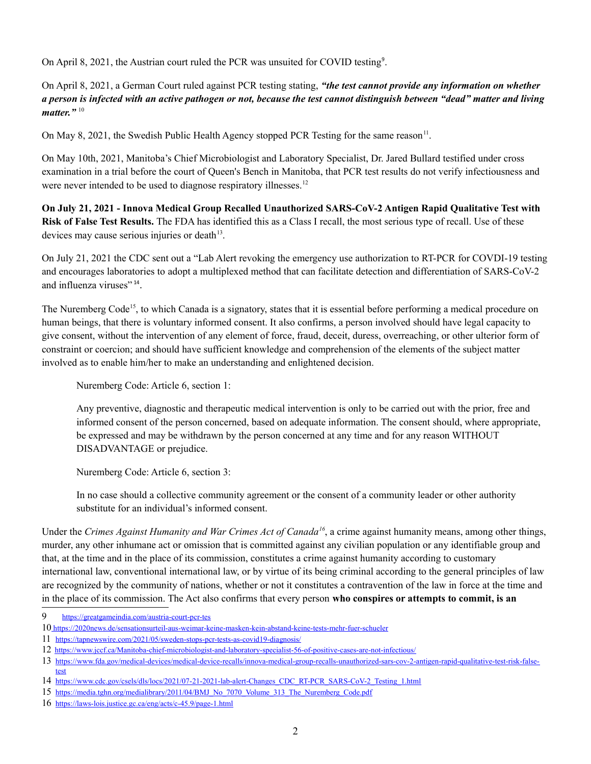On April 8, 2021, the Austrian court ruled the PCR was unsuited for COVID testing[9].

On April 8, 2021, a German Court ruled against PCR testing stating, ***"the test cannot provide any information on whether a person is infected with an active pathogen or not, because the test cannot distinguish between "dead" matter and living matter."*** [10]

On May 8, 2021, the Swedish Public Health Agency stopped PCR Testing for the same reason[11].

On May 10th, 2021, Manitoba's Chief Microbiologist and Laboratory Specialist, Dr. Jared Bullard testified under cross examination in a trial before the court of Queen's Bench in Manitoba, that PCR test results do not verify infectiousness and were never intended to be used to diagnose respiratory illnesses.[12]

**On July 21, 2021 - Innova Medical Group Recalled Unauthorized SARS-CoV-2 Antigen Rapid Qualitative Test with Risk of False Test Results.** The FDA has identified this as a Class I recall, the most serious type of recall. Use of these devices may cause serious injuries or death[13].

On July 21, 2021 the CDC sent out a "Lab Alert revoking the emergency use authorization to RT-PCR for COVDI-19 testing and encourages laboratories to adopt a multiplexed method that can facilitate detection and differentiation of SARS-CoV-2 and influenza viruses"[14].

The Nuremberg Code[15], to which Canada is a signatory, states that it is essential before performing a medical procedure on human beings, that there is voluntary informed consent. It also confirms, a person involved should have legal capacity to give consent, without the intervention of any element of force, fraud, deceit, duress, overreaching, or other ulterior form of constraint or coercion; and should have sufficient knowledge and comprehension of the elements of the subject matter involved as to enable him/her to make an understanding and enlightened decision.

> Nuremberg Code: Article 6, section 1:
>
> Any preventive, diagnostic and therapeutic medical intervention is only to be carried out with the prior, free and informed consent of the person concerned, based on adequate information. The consent should, where appropriate, be expressed and may be withdrawn by the person concerned at any time and for any reason WITHOUT DISADVANTAGE or prejudice.
>
> Nuremberg Code: Article 6, section 3:
>
> In no case should a collective community agreement or the consent of a community leader or other authority substitute for an individual's informed consent.

Under the *Crimes Against Humanity and War Crimes Act of Canada*[16], a crime against humanity means, among other things, murder, any other inhumane act or omission that is committed against any civilian population or any identifiable group and that, at the time and in the place of its commission, constitutes a crime against humanity according to customary international law, conventional international law, or by virtue of its being criminal according to the general principles of law are recognized by the community of nations, whether or not it constitutes a contravention of the law in force at the time and in the place of its commission. The Act also confirms that every person **who conspires or attempts to commit, is an**

---

9 https://greatgameindia.com/austria-court-pcr-tes

10 https://2020news.de/sensationsurteil-aus-weimar-keine-masken-kein-abstand-keine-tests-mehr-fuer-schueler

11 https://tapnewswire.com/2021/05/sweden-stops-pcr-tests-as-covid19-diagnosis/

12 https://www.jccf.ca/Manitoba-chief-microbiologist-and-laboratory-specialist-56-of-positive-cases-are-not-infectious/

13 https://www.fda.gov/medical-devices/medical-device-recalls/innova-medical-group-recalls-unauthorized-sars-cov-2-antigen-rapid-qualitative-test-risk-false-test

14 https://www.cdc.gov/csels/dls/locs/2021/07-21-2021-lab-alert-Changes_CDC_RT-PCR_SARS-CoV-2_Testing_1.html

15 https://media.tghn.org/medialibrary/2011/04/BMJ_No_7070_Volume_313_The_Nuremberg_Code.pdf

16 https://laws-lois.justice.gc.ca/eng/acts/c-45.9/page-1.html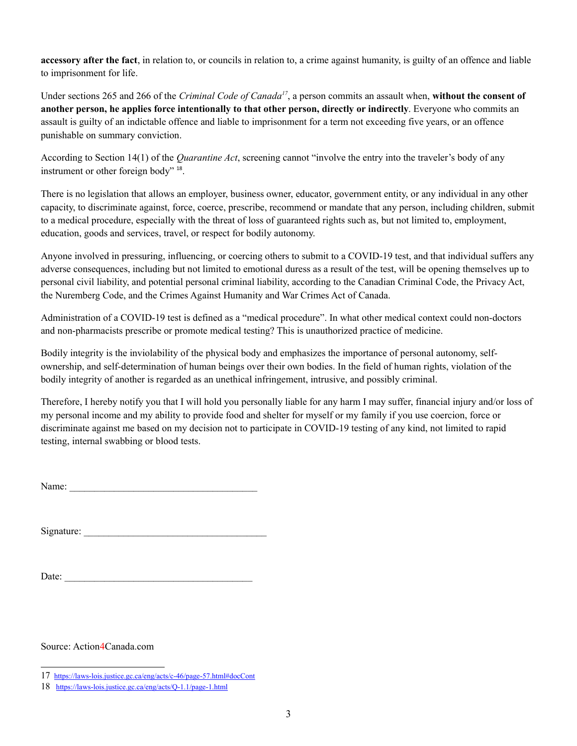**accessory after the fact**, in relation to, or councils in relation to, a crime against humanity, is guilty of an offence and liable to imprisonment for life.

Under sections 265 and 266 of the *Criminal Code of Canada*[17], a person commits an assault when, **without the consent of another person, he applies force intentionally to that other person, directly or indirectly**. Everyone who commits an assault is guilty of an indictable offence and liable to imprisonment for a term not exceeding five years, or an offence punishable on summary conviction.

According to Section 14(1) of the *Quarantine Act*, screening cannot "involve the entry into the traveler's body of any instrument or other foreign body" [18].

There is no legislation that allows an employer, business owner, educator, government entity, or any individual in any other capacity, to discriminate against, force, coerce, prescribe, recommend or mandate that any person, including children, submit to a medical procedure, especially with the threat of loss of guaranteed rights such as, but not limited to, employment, education, goods and services, travel, or respect for bodily autonomy.

Anyone involved in pressuring, influencing, or coercing others to submit to a COVID-19 test, and that individual suffers any adverse consequences, including but not limited to emotional duress as a result of the test, will be opening themselves up to personal civil liability, and potential personal criminal liability, according to the Canadian Criminal Code, the Privacy Act, the Nuremberg Code, and the Crimes Against Humanity and War Crimes Act of Canada.

Administration of a COVID-19 test is defined as a "medical procedure". In what other medical context could non-doctors and non-pharmacists prescribe or promote medical testing? This is unauthorized practice of medicine.

Bodily integrity is the inviolability of the physical body and emphasizes the importance of personal autonomy, self-ownership, and self-determination of human beings over their own bodies. In the field of human rights, violation of the bodily integrity of another is regarded as an unethical infringement, intrusive, and possibly criminal.

Therefore, I hereby notify you that I will hold you personally liable for any harm I may suffer, financial injury and/or loss of my personal income and my ability to provide food and shelter for myself or my family if you use coercion, force or discriminate against me based on my decision not to participate in COVID-19 testing of any kind, not limited to rapid testing, internal swabbing or blood tests.

Name: ______________________________________

Signature: ____________________________________

Date: ______________________________________

Source: Action4Canada.com

---

17 https://laws-lois.justice.gc.ca/eng/acts/c-46/page-57.html#docCont

18 https://laws-lois.justice.gc.ca/eng/acts/Q-1.1/page-1.html